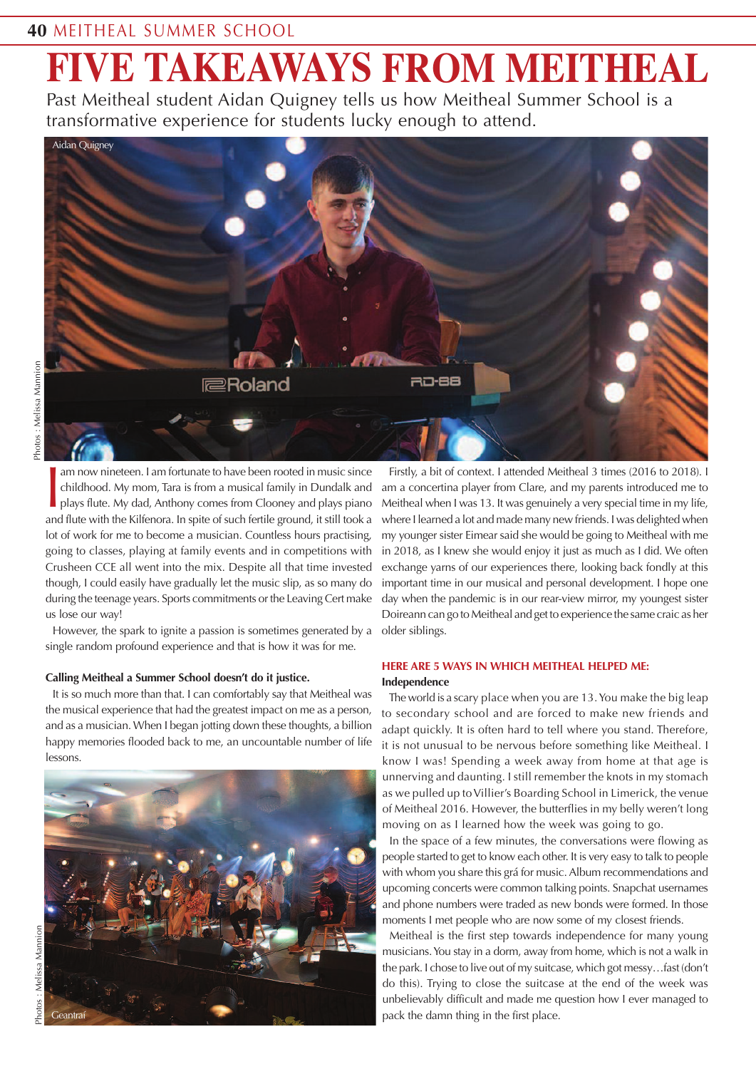# FIVE TAKEAWAYS FROM MEITHEAL

Past Meitheal student Aidan Quigney tells us how Meitheal Summer School is a transformative experience for students lucky enough to attend.

Aidan Quigney

Photos : Melissa Mannion

I am now nineteen. I am fortunate to have been rooted in music since childhood. My mom, Tara is from a musical family in Dundalk and plays flute. My dad, Anthony comes from Clooney and plays piano and flute with the Kilfenora. In spite of such fertile ground, it still took a lot of work for me to become a musician. Countless hours practising, going to classes, playing at family events and in competitions with Crusheen CCE all went into the mix. Despite all that time invested though, I could easily have gradually let the music slip, as so many do during the teenage years. Sports commitments or the Leaving Cert make us lose our way!

However, the spark to ignite a passion is sometimes generated by a single random profound experience and that is how it was for me.

**Calling Meitheal a Summer School doesn't do it justice.**

It is so much more than that. I can comfortably say that Meitheal was the musical experience that had the greatest impact on me as a person, and as a musician. When I began jotting down these thoughts, a billion happy memories flooded back to me, an uncountable number of life lessons.

Geantraí

Photos : Melissa Mannion

Firstly, a bit of context. I attended Meitheal 3 times (2016 to 2018). I am a concertina player from Clare, and my parents introduced me to Meitheal when I was 13. It was genuinely a very special time in my life, where I learned a lot and made many new friends. I was delighted when my younger sister Eimear said she would be going to Meitheal with me in 2018, as I knew she would enjoy it just as much as I did. We often exchange yarns of our experiences there, looking back fondly at this important time in our musical and personal development. I hope one day when the pandemic is in our rear-view mirror, my youngest sister Doireann can go to Meitheal and get to experience the same craic as her older siblings.

## HERE ARE 5 WAYS IN WHICH MEITHEAL HELPED ME:

### Independence

The world is a scary place when you are 13. You make the big leap to secondary school and are forced to make new friends and adapt quickly. It is often hard to tell where you stand. Therefore, it is not unusual to be nervous before something like Meitheal. I know I was! Spending a week away from home at that age is unnerving and daunting. I still remember the knots in my stomach as we pulled up to Villier's Boarding School in Limerick, the venue of Meitheal 2016. However, the butterflies in my belly weren't long moving on as I learned how the week was going to go.

In the space of a few minutes, the conversations were flowing as people started to get to know each other. It is very easy to talk to people with whom you share this grá for music. Album recommendations and upcoming concerts were common talking points. Snapchat usernames and phone numbers were traded as new bonds were formed. In those moments I met people who are now some of my closest friends.

Meitheal is the first step towards independence for many young musicians. You stay in a dorm, away from home, which is not a walk in the park. I chose to live out of my suitcase, which got messy…fast (don't do this). Trying to close the suitcase at the end of the week was unbelievably difficult and made me question how I ever managed to pack the damn thing in the first place.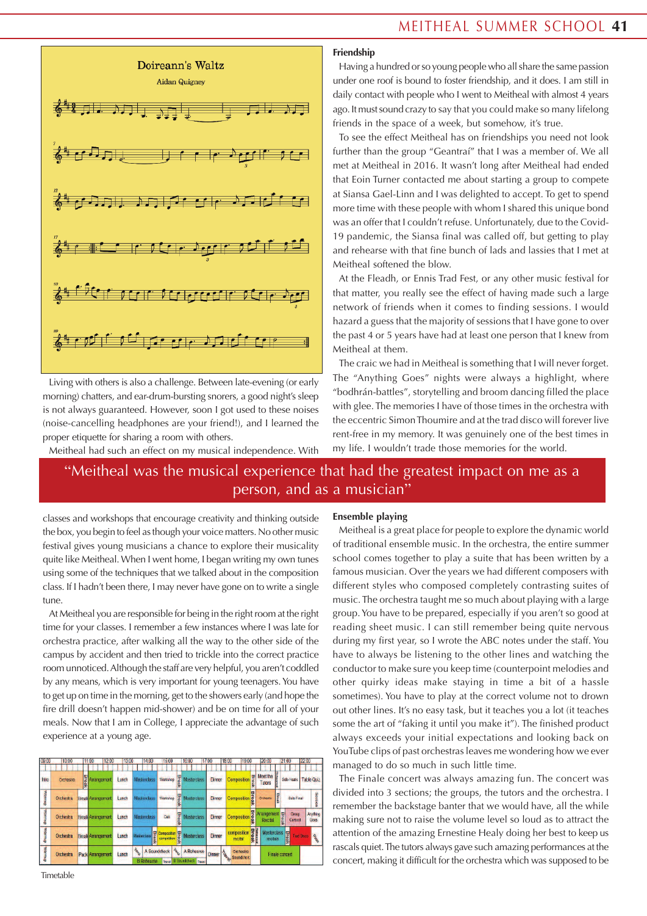Doireann's Waltz

Aidan Quigney

Living with others is also a challenge. Between late-evening (or early morning) chatters, and ear-drum-bursting snorers, a good night's sleep is not always guaranteed. However, soon I got used to these noises (noise-cancelling headphones are your friend!), and I learned the proper etiquette for sharing a room with others.

Meitheal had such an effect on my musical independence. With classes and workshops that encourage creativity and thinking outside the box, you begin to feel as though your voice matters. No other music festival gives young musicians a chance to explore their musicality quite like Meitheal. When I went home, I began writing my own tunes using some of the techniques that we talked about in the composition class. If I hadn't been there, I may never have gone on to write a single tune.

At Meitheal you are responsible for being in the right room at the right time for your classes. I remember a few instances where I was late for orchestra practice, after walking all the way to the other side of the campus by accident and then tried to trickle into the correct practice room unnoticed. Although the staff are very helpful, you aren't coddled by any means, which is very important for young teenagers. You have to get up on time in the morning, get to the showers early (and hope the fire drill doesn't happen mid-shower) and be on time for all of your meals. Now that I am in College, I appreciate the advantage of such experience at a young age.

Timetable

## Friendship

Having a hundred or so young people who all share the same passion under one roof is bound to foster friendship, and it does. I am still in daily contact with people who I went to Meitheal with almost 4 years ago. It must sound crazy to say that you could make so many lifelong friends in the space of a week, but somehow, it's true.

To see the effect Meitheal has on friendships you need not look further than the group "Geantraí" that I was a member of. We all met at Meitheal in 2016. It wasn't long after Meitheal had ended that Eoin Turner contacted me about starting a group to compete at Siansa Gael-Linn and I was delighted to accept. To get to spend more time with these people with whom I shared this unique bond was an offer that I couldn't refuse. Unfortunately, due to the Covid-19 pandemic, the Siansa final was called off, but getting to play and rehearse with that fine bunch of lads and lassies that I met at Meitheal softened the blow.

At the Fleadh, or Ennis Trad Fest, or any other music festival for that matter, you really see the effect of having made such a large network of friends when it comes to finding sessions. I would hazard a guess that the majority of sessions that I have gone to over the past 4 or 5 years have had at least one person that I knew from Meitheal at them.

The craic we had in Meitheal is something that I will never forget. The "Anything Goes" nights were always a highlight, where "bodhrán-battles", storytelling and broom dancing filled the place with glee. The memories I have of those times in the orchestra with the eccentric Simon Thoumire and at the trad disco will forever live rent-free in my memory. It was genuinely one of the best times in my life. I wouldn't trade those memories for the world.

> "Meitheal was the musical experience that had the greatest impact on me as a person, and as a musician"

## Ensemble playing

Meitheal is a great place for people to explore the dynamic world of traditional ensemble music. In the orchestra, the entire summer school comes together to play a suite that has been written by a famous musician. Over the years we had different composers with different styles who composed completely contrasting suites of music. The orchestra taught me so much about playing with a large group. You have to be prepared, especially if you aren't so good at reading sheet music. I can still remember being quite nervous during my first year, so I wrote the ABC notes under the staff. You have to always be listening to the other lines and watching the conductor to make sure you keep time (counterpoint melodies and other quirky ideas make staying in time a bit of a hassle sometimes). You have to play at the correct volume not to drown out other lines. It's no easy task, but it teaches you a lot (it teaches some the art of "faking it until you make it"). The finished product always exceeds your initial expectations and looking back on YouTube clips of past orchestras leaves me wondering how we ever managed to do so much in such little time.

The Finale concert was always amazing fun. The concert was divided into 3 sections; the groups, the tutors and the orchestra. I remember the backstage banter that we would have, all the while making sure not to raise the volume level so loud as to attract the attention of the amazing Ernestine Healy doing her best to keep us rascals quiet. The tutors always gave such amazing performances at the concert, making it difficult for the orchestra which was supposed to be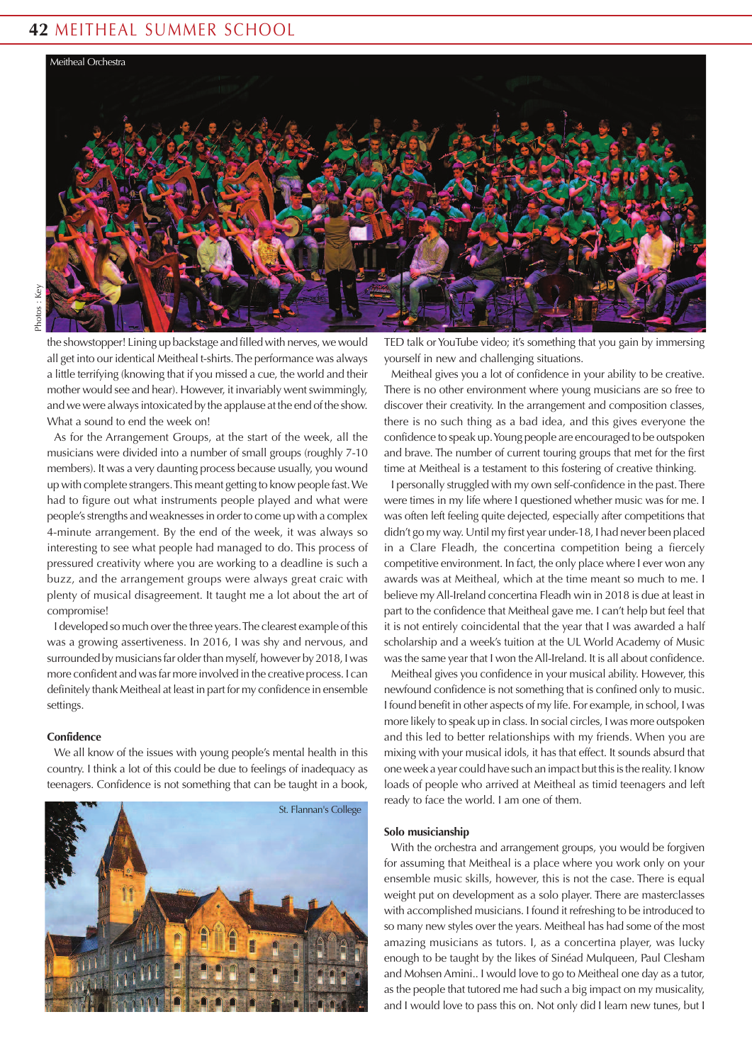Meitheal Orchestra

Photos : Key

the showstopper! Lining up backstage and filled with nerves, we would all get into our identical Meitheal t-shirts. The performance was always a little terrifying (knowing that if you missed a cue, the world and their mother would see and hear). However, it invariably went swimmingly, and we were always intoxicated by the applause at the end of the show. What a sound to end the week on!

As for the Arrangement Groups, at the start of the week, all the musicians were divided into a number of small groups (roughly 7-10 members). It was a very daunting process because usually, you wound up with complete strangers. This meant getting to know people fast. We had to figure out what instruments people played and what were people's strengths and weaknesses in order to come up with a complex 4-minute arrangement. By the end of the week, it was always so interesting to see what people had managed to do. This process of pressured creativity where you are working to a deadline is such a buzz, and the arrangement groups were always great craic with plenty of musical disagreement. It taught me a lot about the art of compromise!

I developed so much over the three years. The clearest example of this was a growing assertiveness. In 2016, I was shy and nervous, and surrounded by musicians far older than myself, however by 2018, I was more confident and was far more involved in the creative process. I can definitely thank Meitheal at least in part for my confidence in ensemble settings.

**Confidence**

We all know of the issues with young people's mental health in this country. I think a lot of this could be due to feelings of inadequacy as teenagers. Confidence is not something that can be taught in a book, TED talk or YouTube video; it's something that you gain by immersing yourself in new and challenging situations.

Meitheal gives you a lot of confidence in your ability to be creative. There is no other environment where young musicians are so free to discover their creativity. In the arrangement and composition classes, there is no such thing as a bad idea, and this gives everyone the confidence to speak up. Young people are encouraged to be outspoken and brave. The number of current touring groups that met for the first time at Meitheal is a testament to this fostering of creative thinking.

I personally struggled with my own self-confidence in the past. There were times in my life where I questioned whether music was for me. I was often left feeling quite dejected, especially after competitions that didn't go my way. Until my first year under-18, I had never been placed in a Clare Fleadh, the concertina competition being a fiercely competitive environment. In fact, the only place where I ever won any awards was at Meitheal, which at the time meant so much to me. I believe my All-Ireland concertina Fleadh win in 2018 is due at least in part to the confidence that Meitheal gave me. I can't help but feel that it is not entirely coincidental that the year that I was awarded a half scholarship and a week's tuition at the UL World Academy of Music was the same year that I won the All-Ireland. It is all about confidence.

Meitheal gives you confidence in your musical ability. However, this newfound confidence is not something that is confined only to music. I found benefit in other aspects of my life. For example, in school, I was more likely to speak up in class. In social circles, I was more outspoken and this led to better relationships with my friends. When you are mixing with your musical idols, it has that effect. It sounds absurd that one week a year could have such an impact but this is the reality. I know loads of people who arrived at Meitheal as timid teenagers and left ready to face the world. I am one of them.

St. Flannan's College

**Solo musicianship**

With the orchestra and arrangement groups, you would be forgiven for assuming that Meitheal is a place where you work only on your ensemble music skills, however, this is not the case. There is equal weight put on development as a solo player. There are masterclasses with accomplished musicians. I found it refreshing to be introduced to so many new styles over the years. Meitheal has had some of the most amazing musicians as tutors. I, as a concertina player, was lucky enough to be taught by the likes of Sinéad Mulqueen, Paul Clesham and Mohsen Amini.. I would love to go to Meitheal one day as a tutor, as the people that tutored me had such a big impact on my musicality, and I would love to pass this on. Not only did I learn new tunes, but I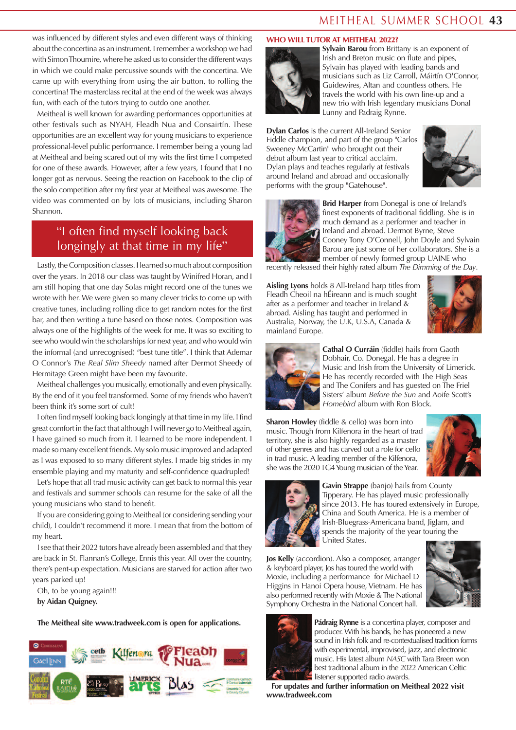was influenced by different styles and even different ways of thinking about the concertina as an instrument. I remember a workshop we had with Simon Thoumire, where he asked us to consider the different ways in which we could make percussive sounds with the concertina. We came up with everything from using the air button, to rolling the concertina! The masterclass recital at the end of the week was always fun, with each of the tutors trying to outdo one another.

Meitheal is well known for awarding performances opportunities at other festivals such as NYAH, Fleadh Nua and Consairtín. These opportunities are an excellent way for young musicians to experience professional-level public performance. I remember being a young lad at Meitheal and being scared out of my wits the first time I competed for one of these awards. However, after a few years, I found that I no longer got as nervous. Seeing the reaction on Facebook to the clip of the solo competition after my first year at Meitheal was awesome. The video was commented on by lots of musicians, including Sharon Shannon.

> "I often find myself looking back longingly at that time in my life"

Lastly, the Composition classes. I learned so much about composition over the years. In 2018 our class was taught by Winifred Horan, and I am still hoping that one day Solas might record one of the tunes we wrote with her. We were given so many clever tricks to come up with creative tunes, including rolling dice to get random notes for the first bar, and then writing a tune based on those notes. Composition was always one of the highlights of the week for me. It was so exciting to see who would win the scholarships for next year, and who would win the informal (and unrecognised) "best tune title". I think that Ademar O Connor's *The Real Slim Sheedy* named after Dermot Sheedy of Hermitage Green might have been my favourite.

Meitheal challenges you musically, emotionally and even physically. By the end of it you feel transformed. Some of my friends who haven't been think it's some sort of cult!

I often find myself looking back longingly at that time in my life. I find great comfort in the fact that although I will never go to Meitheal again, I have gained so much from it. I learned to be more independent. I made so many excellent friends. My solo music improved and adapted as I was exposed to so many different styles. I made big strides in my ensemble playing and my maturity and self-confidence quadrupled!

Let's hope that all trad music activity can get back to normal this year and festivals and summer schools can resume for the sake of all the young musicians who stand to benefit.

If you are considering going to Meitheal (or considering sending your child), I couldn't recommend it more. I mean that from the bottom of my heart.

I see that their 2022 tutors have already been assembled and that they are back in St. Flannan's College, Ennis this year. All over the country, there's pent-up expectation. Musicians are starved for action after two years parked up!

Oh, to be young again!!!

**by Aidan Quigney.**

**The Meitheal site www.tradweek.com is open for applications.**

## WHO WILL TUTOR AT MEITHEAL 2022?

**Sylvain Barou** from Brittany is an exponent of Irish and Breton music on flute and pipes, Sylvain has played with leading bands and musicians such as Liz Carroll, Máirtín O'Connor, Guidewires, Altan and countless others. He travels the world with his own line-up and a new trio with Irish legendary musicians Donal Lunny and Padraig Rynne.

**Dylan Carlos** is the current All-Ireland Senior Fiddle champion, and part of the group "Carlos Sweeney McCartin" who brought out their debut album last year to critical acclaim. Dylan plays and teaches regularly at festivals around Ireland and abroad and occasionally performs with the group "Gatehouse".

**Brid Harper** from Donegal is one of Ireland's finest exponents of traditional fiddling. She is in much demand as a performer and teacher in Ireland and abroad. Dermot Byrne, Steve Cooney Tony O'Connell, John Doyle and Sylvain Barou are just some of her collaborators. She is a member of newly formed group UAINE who recently released their highly rated album *The Dimming of the Day*.

**Aisling Lyons** holds 8 All-Ireland harp titles from Fleadh Cheoil na hÉireann and is much sought after as a performer and teacher in Ireland & abroad. Aisling has taught and performed in Australia, Norway, the U.K, U.S.A, Canada & mainland Europe.

**Cathal O Curráin** (fiddle) hails from Gaoth Dobhair, Co. Donegal. He has a degree in Music and Irish from the University of Limerick. He has recently recorded with The High Seas and The Conifers and has guested on The Friel Sisters' album *Before the Sun* and Aoife Scott's *Homebird* album with Ron Block.

**Sharon Howley** (fiddle & cello) was born into music. Though from Kilfenora in the heart of trad territory, she is also highly regarded as a master of other genres and has carved out a role for cello in trad music. A leading member of the Kilfenora, she was the 2020 TG4 Young musician of the Year.

**Gavin Strappe** (banjo) hails from County Tipperary. He has played music professionally since 2013. He has toured extensively in Europe, China and South America. He is a member of Irish-Bluegrass-Americana band, JigJam, and spends the majority of the year touring the United States.

**Jos Kelly** (accordion). Also a composer, arranger & keyboard player, Jos has toured the world with Moxie, including a performance for Michael D Higgins in Hanoi Opera house, Vietnam. He has also performed recently with Moxie & The National Symphony Orchestra in the National Concert hall.

**Pádraig Rynne** is a concertina player, composer and producer. With his bands, he has pioneered a new sound in Irish folk and re-contextualised tradition forms with experimental, improvised, jazz, and electronic music. His latest album *NASC* with Tara Breen won best traditional album in the 2022 American Celtic listener supported radio awards.

**For updates and further information on Meitheal 2022 visit www.tradweek.com**